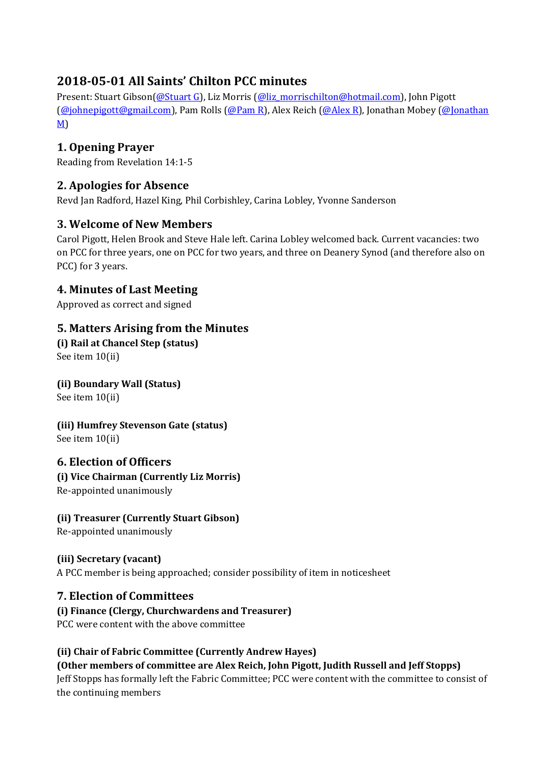# 2018-05-01 All Saints' Chilton PCC minutes

Present: Stuart Gibson(@Stuart G), Liz Morris (@liz_morrischilton@hotmail.com), John Pigott (@johnepigott@gmail.com), Pam Rolls (@Pam R), Alex Reich (@Alex R), Jonathan Mobey (@Jonathan M)

## 1. Opening Prayer

Reading from Revelation 14:1-5

## 2. Apologies for Absence

Revd Jan Radford, Hazel King, Phil Corbishley, Carina Lobley, Yvonne Sanderson

## 3. Welcome of New Members

Carol Pigott, Helen Brook and Steve Hale left. Carina Lobley welcomed back. Current vacancies: two on PCC for three years, one on PCC for two years, and three on Deanery Synod (and therefore also on PCC) for 3 years.

## 4. Minutes of Last Meeting

Approved as correct and signed

## 5. Matters Arising from the Minutes

### (i) Rail at Chancel Step (status)

See item 10(ii)

### (ii) Boundary Wall (Status)

See item 10(ii)

### (iii) Humfrey Stevenson Gate (status)

See item 10(ii)

## 6. Election of Officers

### (i) Vice Chairman (Currently Liz Morris)

Re-appointed unanimously

### (ii) Treasurer (Currently Stuart Gibson)

Re-appointed unanimously

### (iii) Secretary (vacant)

A PCC member is being approached; consider possibility of item in noticesheet

## 7. Election of Committees

### (i) Finance (Clergy, Churchwardens and Treasurer)

PCC were content with the above committee

### (ii) Chair of Fabric Committee (Currently Andrew Hayes)

**(Other members of committee are Alex Reich, John Pigott, Judith Russell and Jeff Stopps)**

Jeff Stopps has formally left the Fabric Committee; PCC were content with the committee to consist of the continuing members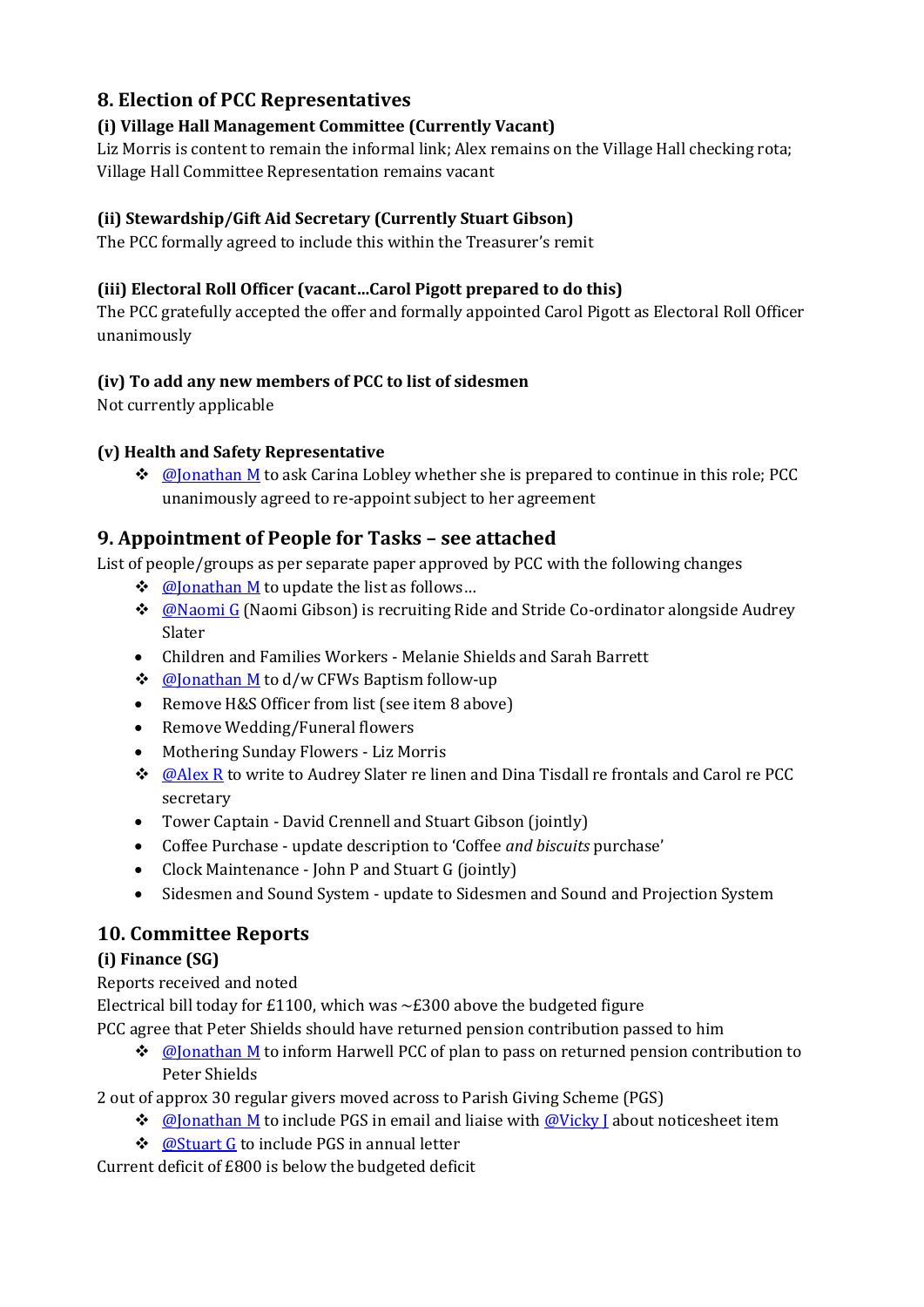## 8. Election of PCC Representatives

### (i) Village Hall Management Committee (Currently Vacant)

Liz Morris is content to remain the informal link; Alex remains on the Village Hall checking rota; Village Hall Committee Representation remains vacant

### (ii) Stewardship/Gift Aid Secretary (Currently Stuart Gibson)

The PCC formally agreed to include this within the Treasurer's remit

### (iii) Electoral Roll Officer (vacant…Carol Pigott prepared to do this)

The PCC gratefully accepted the offer and formally appointed Carol Pigott as Electoral Roll Officer unanimously

### (iv) To add any new members of PCC to list of sidesmen

Not currently applicable

### (v) Health and Safety Representative

- ❖ @Jonathan M to ask Carina Lobley whether she is prepared to continue in this role; PCC unanimously agreed to re-appoint subject to her agreement

## 9. Appointment of People for Tasks – see attached

List of people/groups as per separate paper approved by PCC with the following changes

- ❖ @Jonathan M to update the list as follows…
- ❖ @Naomi G (Naomi Gibson) is recruiting Ride and Stride Co-ordinator alongside Audrey Slater
- Children and Families Workers - Melanie Shields and Sarah Barrett
- ❖ @Jonathan M to d/w CFWs Baptism follow-up
- Remove H&S Officer from list (see item 8 above)
- Remove Wedding/Funeral flowers
- Mothering Sunday Flowers - Liz Morris
- ❖ @Alex R to write to Audrey Slater re linen and Dina Tisdall re frontals and Carol re PCC secretary
- Tower Captain - David Crennell and Stuart Gibson (jointly)
- Coffee Purchase - update description to 'Coffee *and biscuits* purchase'
- Clock Maintenance - John P and Stuart G (jointly)
- Sidesmen and Sound System - update to Sidesmen and Sound and Projection System

## 10. Committee Reports

### (i) Finance (SG)

Reports received and noted

Electrical bill today for £1100, which was ~£300 above the budgeted figure

PCC agree that Peter Shields should have returned pension contribution passed to him

- ❖ @Jonathan M to inform Harwell PCC of plan to pass on returned pension contribution to Peter Shields

2 out of approx 30 regular givers moved across to Parish Giving Scheme (PGS)

- ❖ @Jonathan M to include PGS in email and liaise with @Vicky J about noticesheet item
- ❖ @Stuart G to include PGS in annual letter

Current deficit of £800 is below the budgeted deficit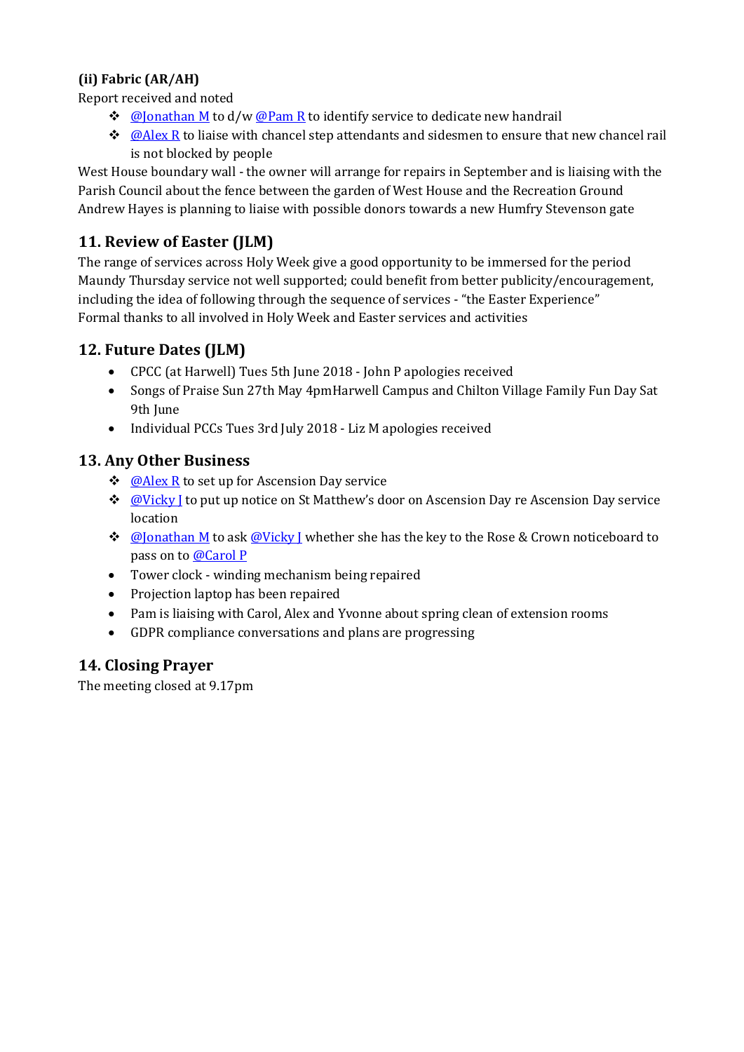**(ii) Fabric (AR/AH)**

Report received and noted

- @Jonathan M to d/w @Pam R to identify service to dedicate new handrail
- @Alex R to liaise with chancel step attendants and sidesmen to ensure that new chancel rail is not blocked by people

West House boundary wall - the owner will arrange for repairs in September and is liaising with the Parish Council about the fence between the garden of West House and the Recreation Ground
Andrew Hayes is planning to liaise with possible donors towards a new Humfry Stevenson gate

## 11. Review of Easter (JLM)

The range of services across Holy Week give a good opportunity to be immersed for the period
Maundy Thursday service not well supported; could benefit from better publicity/encouragement, including the idea of following through the sequence of services - "the Easter Experience"
Formal thanks to all involved in Holy Week and Easter services and activities

## 12. Future Dates (JLM)

- CPCC (at Harwell) Tues 5th June 2018 - John P apologies received
- Songs of Praise Sun 27th May 4pmHarwell Campus and Chilton Village Family Fun Day Sat 9th June
- Individual PCCs Tues 3rd July 2018 - Liz M apologies received

## 13. Any Other Business

- @Alex R to set up for Ascension Day service
- @Vicky J to put up notice on St Matthew's door on Ascension Day re Ascension Day service location
- @Jonathan M to ask @Vicky J whether she has the key to the Rose & Crown noticeboard to pass on to @Carol P
- Tower clock - winding mechanism being repaired
- Projection laptop has been repaired
- Pam is liaising with Carol, Alex and Yvonne about spring clean of extension rooms
- GDPR compliance conversations and plans are progressing

## 14. Closing Prayer

The meeting closed at 9.17pm